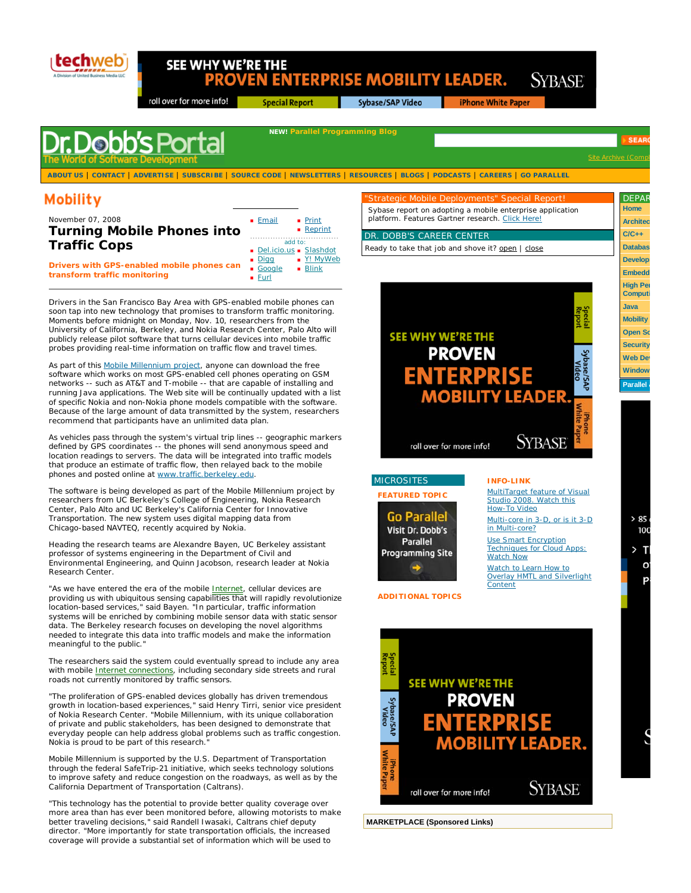# Mobility

November 07, 2008

## Turning Mobile Phones into Traffic Cops

**Drivers with GPS-enabled mobile phones can transform traffic monitoring**

Drivers in the San Francisco Bay Area with GPS-enabled mobile phones can soon tap into new technology that promises to transform traffic monitoring. Moments before midnight on Monday, Nov. 10, researchers from the University of California, Berkeley, and Nokia Research Center, Palo Alto will publicly release pilot software that turns cellular devices into mobile traffic probes providing real-time information on traffic flow and travel times.

As part of this Mobile Millennium project, anyone can download the free software which works on most GPS-enabled cell phones operating on GSM networks -- such as AT&T and T-mobile -- that are capable of installing and running Java applications. The Web site will be continually updated with a list of specific Nokia and non-Nokia phone models compatible with the software. Because of the large amount of data transmitted by the system, researchers recommend that participants have an unlimited data plan.

As vehicles pass through the system's virtual trip lines -- geographic markers defined by GPS coordinates -- the phones will send anonymous speed and location readings to servers. The data will be integrated into traffic models that produce an estimate of traffic flow, then relayed back to the mobile phones and posted online at www.traffic.berkeley.edu.

The software is being developed as part of the Mobile Millennium project by researchers from UC Berkeley's College of Engineering, Nokia Research Center, Palo Alto and UC Berkeley's California Center for Innovative Transportation. The new system uses digital mapping data from Chicago-based NAVTEQ, recently acquired by Nokia.

Heading the research teams are Alexandre Bayen, UC Berkeley assistant professor of systems engineering in the Department of Civil and Environmental Engineering, and Quinn Jacobson, research leader at Nokia Research Center.

"As we have entered the era of the mobile Internet, cellular devices are providing us with ubiquitous sensing capabilities that will rapidly revolutionize location-based services," said Bayen. "In particular, traffic information systems will be enriched by combining mobile sensor data with static sensor data. The Berkeley research focuses on developing the novel algorithms needed to integrate this data into traffic models and make the information meaningful to the public."

The researchers said the system could eventually spread to include any area with mobile Internet connections, including secondary side streets and rural roads not currently monitored by traffic sensors.

"The proliferation of GPS-enabled devices globally has driven tremendous growth in location-based experiences," said Henry Tirri, senior vice president of Nokia Research Center. "Mobile Millennium, with its unique collaboration of private and public stakeholders, has been designed to demonstrate that everyday people can help address global problems such as traffic congestion. Nokia is proud to be part of this research."

Mobile Millennium is supported by the U.S. Department of Transportation through the federal SafeTrip-21 initiative, which seeks technology solutions to improve safety and reduce congestion on the roadways, as well as by the California Department of Transportation (Caltrans).

"This technology has the potential to provide better quality coverage over more area than has ever been monitored before, allowing motorists to make better traveling decisions," said Randell Iwasaki, Caltrans chief deputy director. "More importantly for state transportation officials, the increased coverage will provide a substantial set of information which will be used to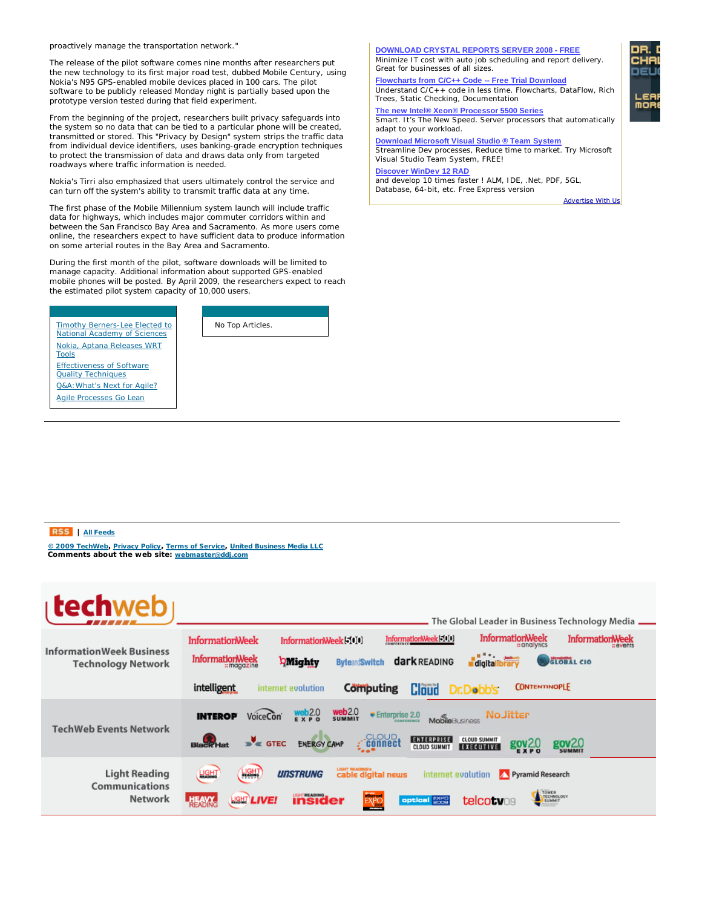proactively manage the transportation network."

The release of the pilot software comes nine months after researchers put the new technology to its first major road test, dubbed Mobile Century, using Nokia's N95 GPS-enabled mobile devices placed in 100 cars. The pilot software to be publicly released Monday night is partially based upon the prototype version tested during that field experiment.

From the beginning of the project, researchers built privacy safeguards into the system so no data that can be tied to a particular phone will be created, transmitted or stored. This "Privacy by Design" system strips the traffic data from individual device identifiers, uses banking-grade encryption techniques to protect the transmission of data and draws data only from targeted roadways where traffic information is needed.

Nokia's Tirri also emphasized that users ultimately control the service and can turn off the system's ability to transmit traffic data at any time.

The first phase of the Mobile Millennium system launch will include traffic data for highways, which includes major commuter corridors within and between the San Francisco Bay Area and Sacramento. As more users come online, the researchers expect to have sufficient data to produce information on some arterial routes in the Bay Area and Sacramento.

During the first month of the pilot, software downloads will be limited to manage capacity. Additional information about supported GPS-enabled mobile phones will be posted. By April 2009, the researchers expect to reach the estimated pilot system capacity of 10,000 users.

- Timothy Berners-Lee Elected to National Academy of Sciences
- Nokia, Aptana Releases WRT Tools
- Effectiveness of Software Quality Techniques
- Q&A: What's Next for Agile?
- Agile Processes Go Lean

No Top Articles.

**DOWNLOAD CRYSTAL REPORTS SERVER 2008 - FREE**
Minimize IT cost with auto job scheduling and report delivery. Great for businesses of all sizes.

**Flowcharts from C/C++ Code -- Free Trial Download**
Understand C/C++ code in less time. Flowcharts, DataFlow, Rich Trees, Static Checking, Documentation

**The new Intel® Xeon® Processor 5500 Series**
Smart. It's The New Speed. Server processors that automatically adapt to your workload.

**Download Microsoft Visual Studio ® Team System**
Streamline Dev processes, Reduce time to market. Try Microsoft Visual Studio Team System, FREE!

**Discover WinDev 12 RAD**
and develop 10 times faster ! ALM, IDE, .Net, PDF, 5GL, Database, 64-bit, etc. Free Express version

Advertise With Us

RSS | All Feeds

© 2009 TechWeb, Privacy Policy, Terms of Service, United Business Media LLC
**Comments about the web site: webmaster@ddj.com**

techweb — The Global Leader in Business Technology Media

InformationWeek Business Technology Network

TechWeb Events Network

Light Reading Communications Network